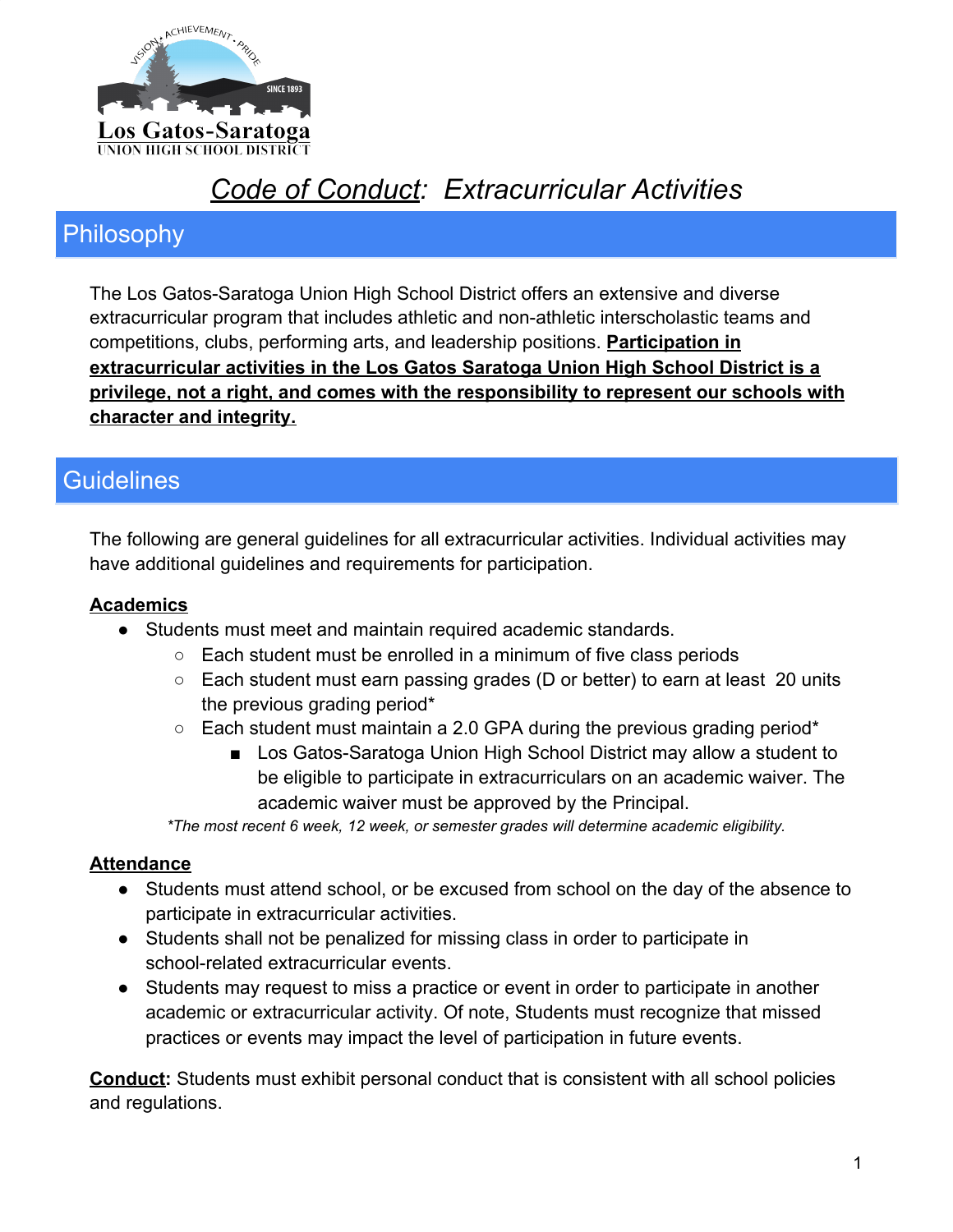Los Gatos-Saratoga
UNION HIGH SCHOOL DISTRICT

# *Code of Conduct: Extracurricular Activities*

## Philosophy

The Los Gatos-Saratoga Union High School District offers an extensive and diverse extracurricular program that includes athletic and non-athletic interscholastic teams and competitions, clubs, performing arts, and leadership positions. **Participation in extracurricular activities in the Los Gatos Saratoga Union High School District is a privilege, not a right, and comes with the responsibility to represent our schools with character and integrity.**

## Guidelines

The following are general guidelines for all extracurricular activities. Individual activities may have additional guidelines and requirements for participation.

**Academics**

- Students must meet and maintain required academic standards.
  - Each student must be enrolled in a minimum of five class periods
  - Each student must earn passing grades (D or better) to earn at least 20 units the previous grading period*
  - Each student must maintain a 2.0 GPA during the previous grading period*
    - Los Gatos-Saratoga Union High School District may allow a student to be eligible to participate in extracurriculars on an academic waiver. The academic waiver must be approved by the Principal.

*\*The most recent 6 week, 12 week, or semester grades will determine academic eligibility.*

**Attendance**

- Students must attend school, or be excused from school on the day of the absence to participate in extracurricular activities.
- Students shall not be penalized for missing class in order to participate in school-related extracurricular events.
- Students may request to miss a practice or event in order to participate in another academic or extracurricular activity. Of note, Students must recognize that missed practices or events may impact the level of participation in future events.

**Conduct:** Students must exhibit personal conduct that is consistent with all school policies and regulations.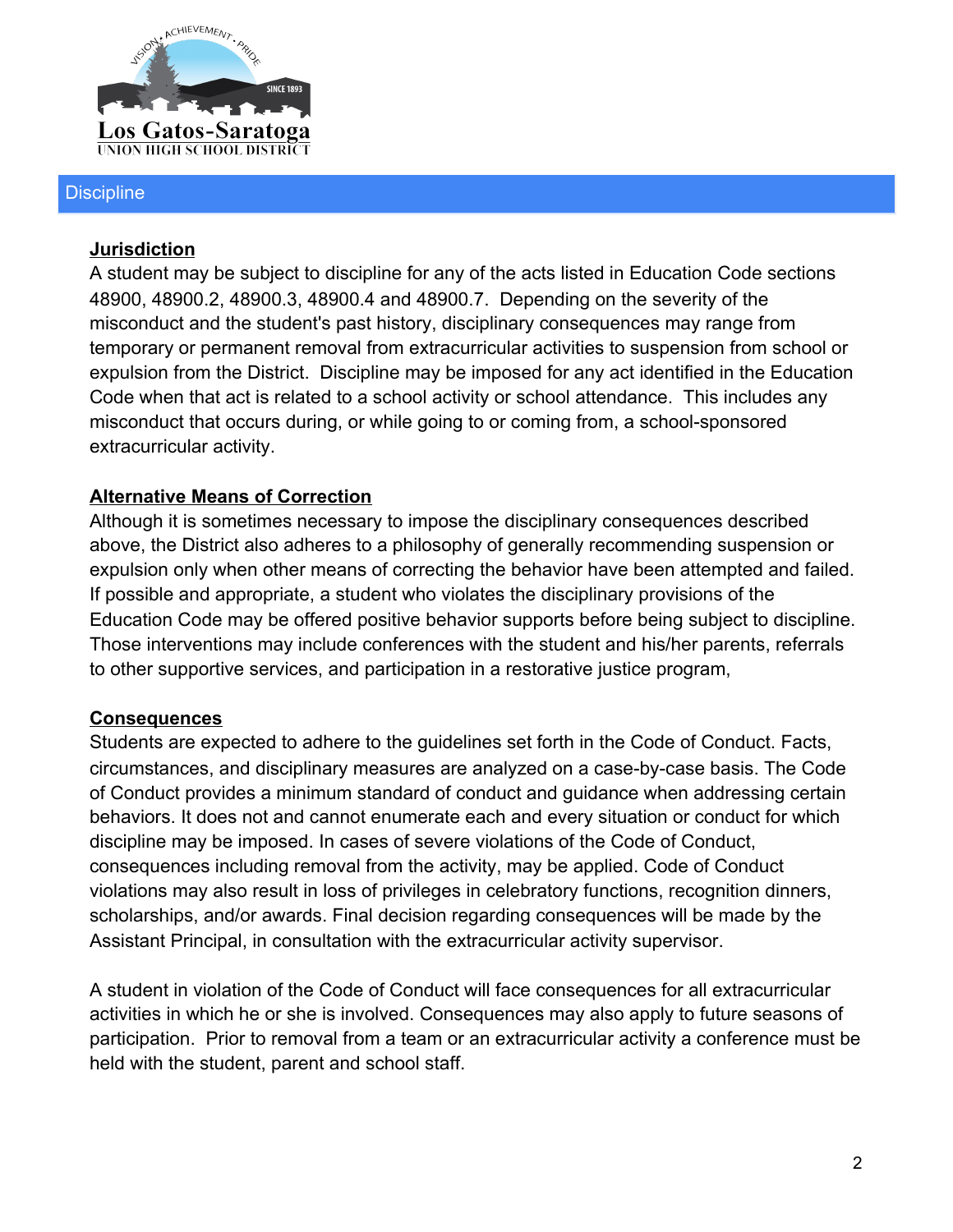## Discipline

**Jurisdiction**

A student may be subject to discipline for any of the acts listed in Education Code sections 48900, 48900.2, 48900.3, 48900.4 and 48900.7. Depending on the severity of the misconduct and the student's past history, disciplinary consequences may range from temporary or permanent removal from extracurricular activities to suspension from school or expulsion from the District. Discipline may be imposed for any act identified in the Education Code when that act is related to a school activity or school attendance. This includes any misconduct that occurs during, or while going to or coming from, a school-sponsored extracurricular activity.

**Alternative Means of Correction**

Although it is sometimes necessary to impose the disciplinary consequences described above, the District also adheres to a philosophy of generally recommending suspension or expulsion only when other means of correcting the behavior have been attempted and failed. If possible and appropriate, a student who violates the disciplinary provisions of the Education Code may be offered positive behavior supports before being subject to discipline. Those interventions may include conferences with the student and his/her parents, referrals to other supportive services, and participation in a restorative justice program,

**Consequences**

Students are expected to adhere to the guidelines set forth in the Code of Conduct. Facts, circumstances, and disciplinary measures are analyzed on a case-by-case basis. The Code of Conduct provides a minimum standard of conduct and guidance when addressing certain behaviors. It does not and cannot enumerate each and every situation or conduct for which discipline may be imposed. In cases of severe violations of the Code of Conduct, consequences including removal from the activity, may be applied. Code of Conduct violations may also result in loss of privileges in celebratory functions, recognition dinners, scholarships, and/or awards. Final decision regarding consequences will be made by the Assistant Principal, in consultation with the extracurricular activity supervisor.

A student in violation of the Code of Conduct will face consequences for all extracurricular activities in which he or she is involved. Consequences may also apply to future seasons of participation. Prior to removal from a team or an extracurricular activity a conference must be held with the student, parent and school staff.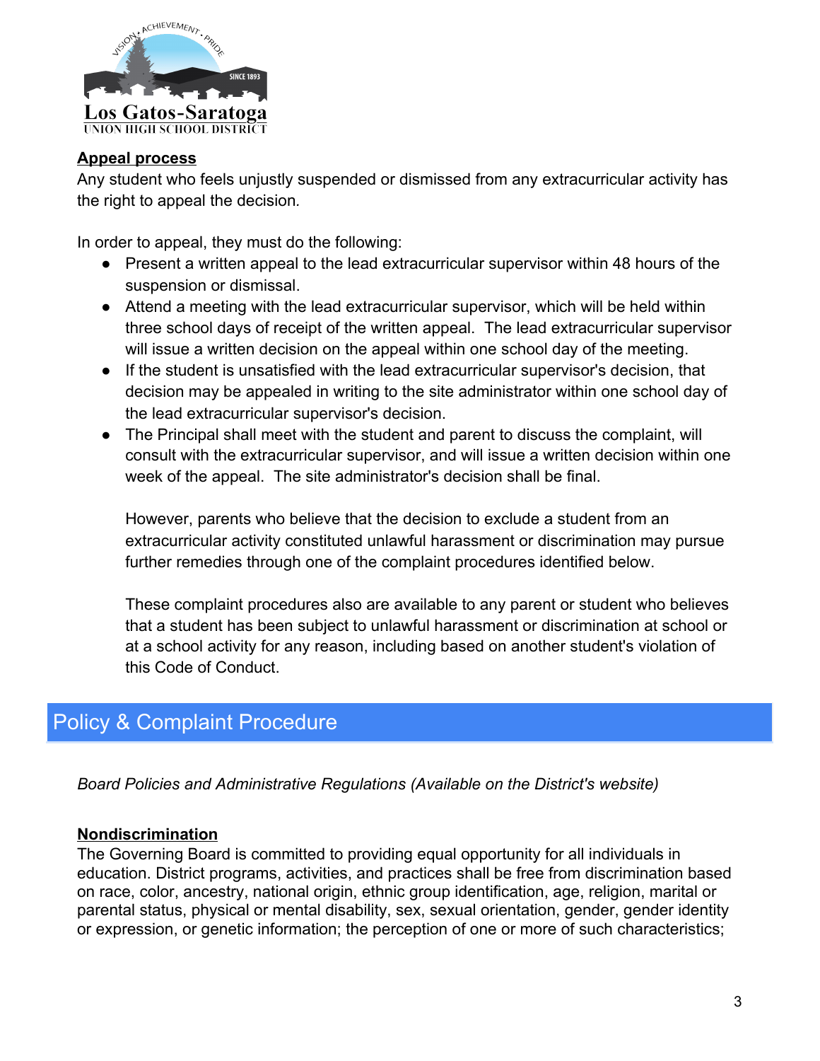## Appeal process

Any student who feels unjustly suspended or dismissed from any extracurricular activity has the right to appeal the decision.

In order to appeal, they must do the following:

- Present a written appeal to the lead extracurricular supervisor within 48 hours of the suspension or dismissal.
- Attend a meeting with the lead extracurricular supervisor, which will be held within three school days of receipt of the written appeal. The lead extracurricular supervisor will issue a written decision on the appeal within one school day of the meeting.
- If the student is unsatisfied with the lead extracurricular supervisor's decision, that decision may be appealed in writing to the site administrator within one school day of the lead extracurricular supervisor's decision.
- The Principal shall meet with the student and parent to discuss the complaint, will consult with the extracurricular supervisor, and will issue a written decision within one week of the appeal. The site administrator's decision shall be final.

  However, parents who believe that the decision to exclude a student from an extracurricular activity constituted unlawful harassment or discrimination may pursue further remedies through one of the complaint procedures identified below.

  These complaint procedures also are available to any parent or student who believes that a student has been subject to unlawful harassment or discrimination at school or at a school activity for any reason, including based on another student's violation of this Code of Conduct.

# Policy & Complaint Procedure

*Board Policies and Administrative Regulations (Available on the District's website)*

## Nondiscrimination

The Governing Board is committed to providing equal opportunity for all individuals in education. District programs, activities, and practices shall be free from discrimination based on race, color, ancestry, national origin, ethnic group identification, age, religion, marital or parental status, physical or mental disability, sex, sexual orientation, gender, gender identity or expression, or genetic information; the perception of one or more of such characteristics;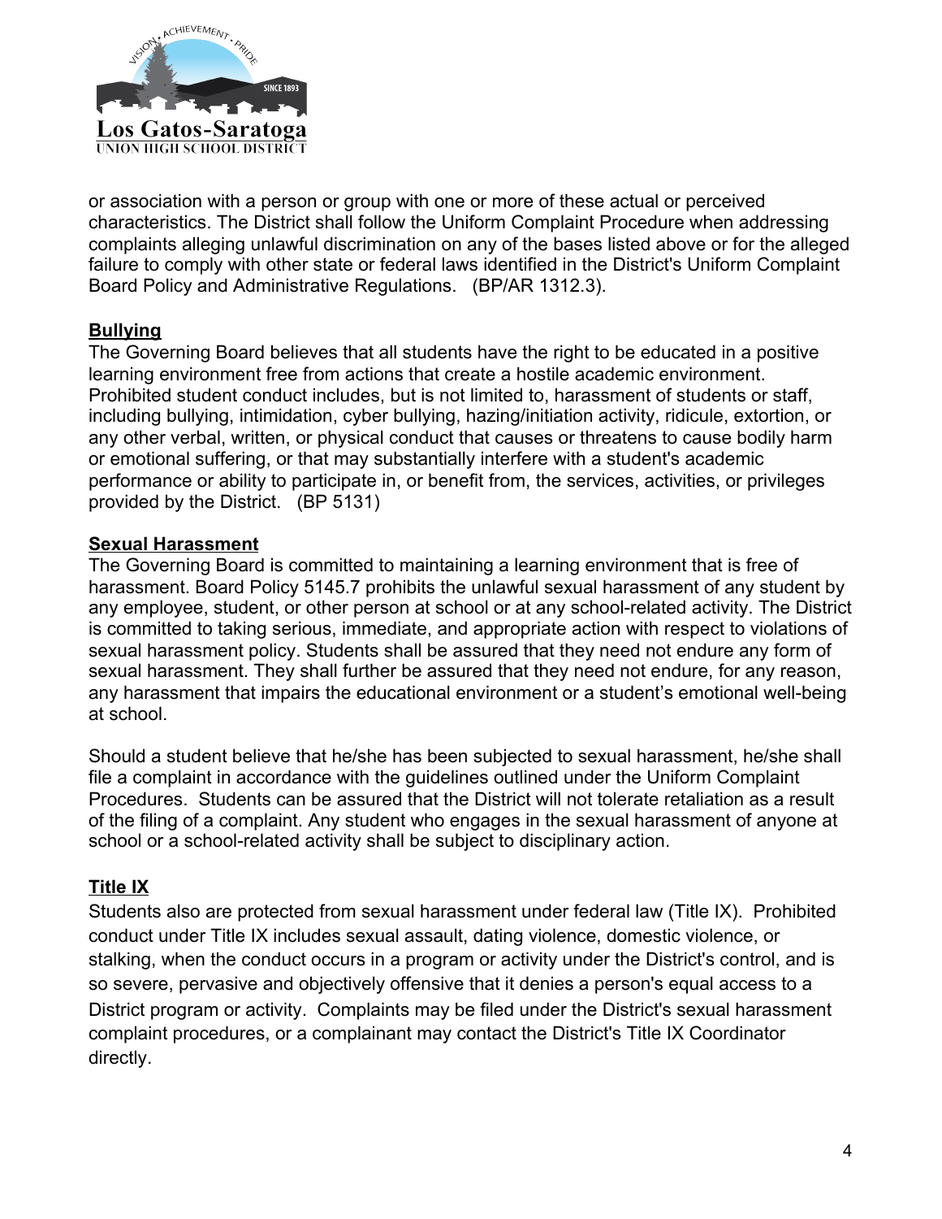or association with a person or group with one or more of these actual or perceived characteristics. The District shall follow the Uniform Complaint Procedure when addressing complaints alleging unlawful discrimination on any of the bases listed above or for the alleged failure to comply with other state or federal laws identified in the District's Uniform Complaint Board Policy and Administrative Regulations. (BP/AR 1312.3).

## Bullying

The Governing Board believes that all students have the right to be educated in a positive learning environment free from actions that create a hostile academic environment. Prohibited student conduct includes, but is not limited to, harassment of students or staff, including bullying, intimidation, cyber bullying, hazing/initiation activity, ridicule, extortion, or any other verbal, written, or physical conduct that causes or threatens to cause bodily harm or emotional suffering, or that may substantially interfere with a student's academic performance or ability to participate in, or benefit from, the services, activities, or privileges provided by the District. (BP 5131)

## Sexual Harassment

The Governing Board is committed to maintaining a learning environment that is free of harassment. Board Policy 5145.7 prohibits the unlawful sexual harassment of any student by any employee, student, or other person at school or at any school-related activity. The District is committed to taking serious, immediate, and appropriate action with respect to violations of sexual harassment policy. Students shall be assured that they need not endure any form of sexual harassment. They shall further be assured that they need not endure, for any reason, any harassment that impairs the educational environment or a student's emotional well-being at school.

Should a student believe that he/she has been subjected to sexual harassment, he/she shall file a complaint in accordance with the guidelines outlined under the Uniform Complaint Procedures. Students can be assured that the District will not tolerate retaliation as a result of the filing of a complaint. Any student who engages in the sexual harassment of anyone at school or a school-related activity shall be subject to disciplinary action.

## Title IX

Students also are protected from sexual harassment under federal law (Title IX). Prohibited conduct under Title IX includes sexual assault, dating violence, domestic violence, or stalking, when the conduct occurs in a program or activity under the District's control, and is so severe, pervasive and objectively offensive that it denies a person's equal access to a District program or activity. Complaints may be filed under the District's sexual harassment complaint procedures, or a complainant may contact the District's Title IX Coordinator directly.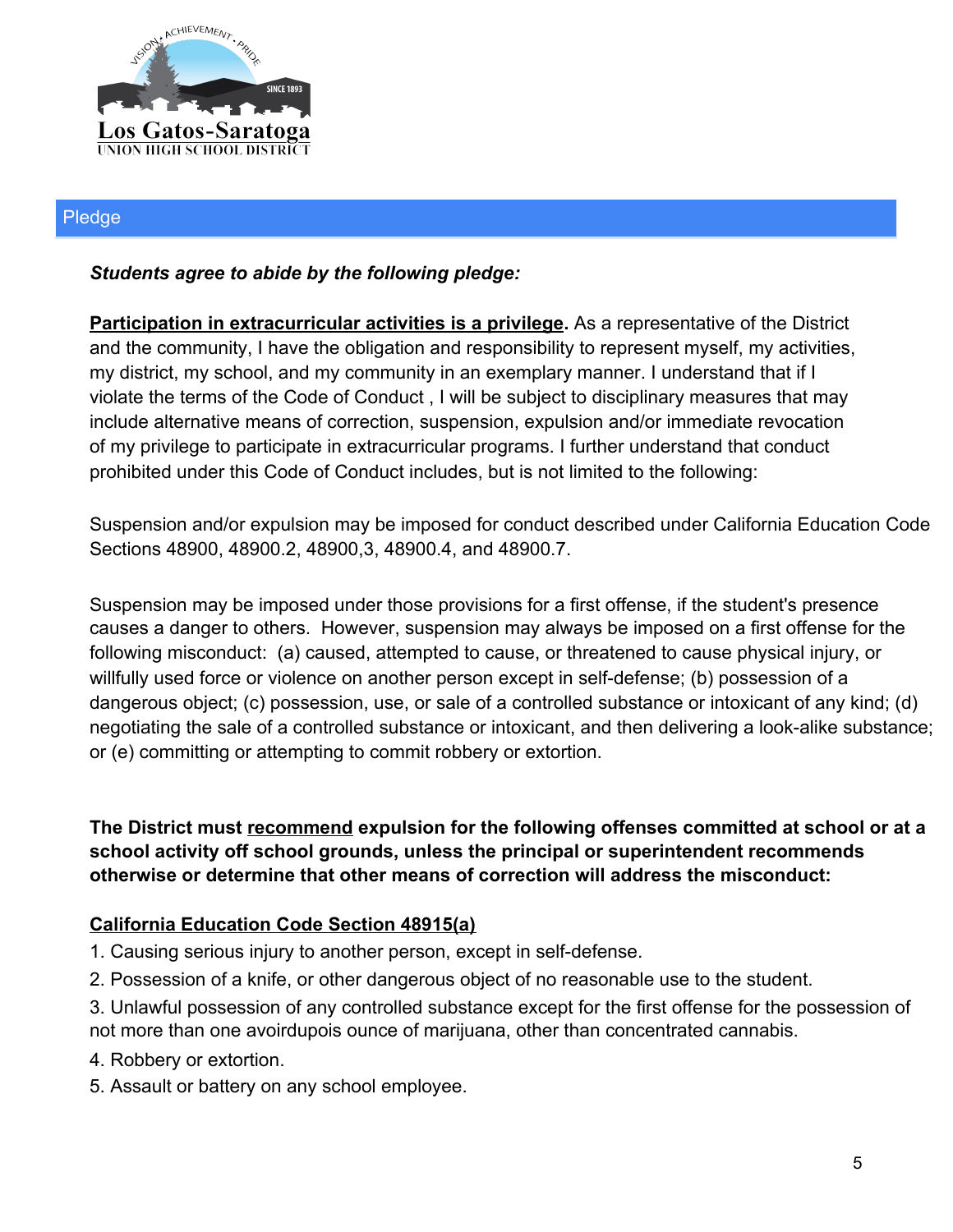## Pledge

***Students agree to abide by the following pledge:***

**Participation in extracurricular activities is a privilege.** As a representative of the District and the community, I have the obligation and responsibility to represent myself, my activities, my district, my school, and my community in an exemplary manner. I understand that if I violate the terms of the Code of Conduct , I will be subject to disciplinary measures that may include alternative means of correction, suspension, expulsion and/or immediate revocation of my privilege to participate in extracurricular programs. I further understand that conduct prohibited under this Code of Conduct includes, but is not limited to the following:

Suspension and/or expulsion may be imposed for conduct described under California Education Code Sections 48900, 48900.2, 48900,3, 48900.4, and 48900.7.

Suspension may be imposed under those provisions for a first offense, if the student's presence causes a danger to others. However, suspension may always be imposed on a first offense for the following misconduct: (a) caused, attempted to cause, or threatened to cause physical injury, or willfully used force or violence on another person except in self-defense; (b) possession of a dangerous object; (c) possession, use, or sale of a controlled substance or intoxicant of any kind; (d) negotiating the sale of a controlled substance or intoxicant, and then delivering a look-alike substance; or (e) committing or attempting to commit robbery or extortion.

**The District must recommend expulsion for the following offenses committed at school or at a school activity off school grounds, unless the principal or superintendent recommends otherwise or determine that other means of correction will address the misconduct:**

**California Education Code Section 48915(a)**

1. Causing serious injury to another person, except in self-defense.
2. Possession of a knife, or other dangerous object of no reasonable use to the student.
3. Unlawful possession of any controlled substance except for the first offense for the possession of not more than one avoirdupois ounce of marijuana, other than concentrated cannabis.
4. Robbery or extortion.
5. Assault or battery on any school employee.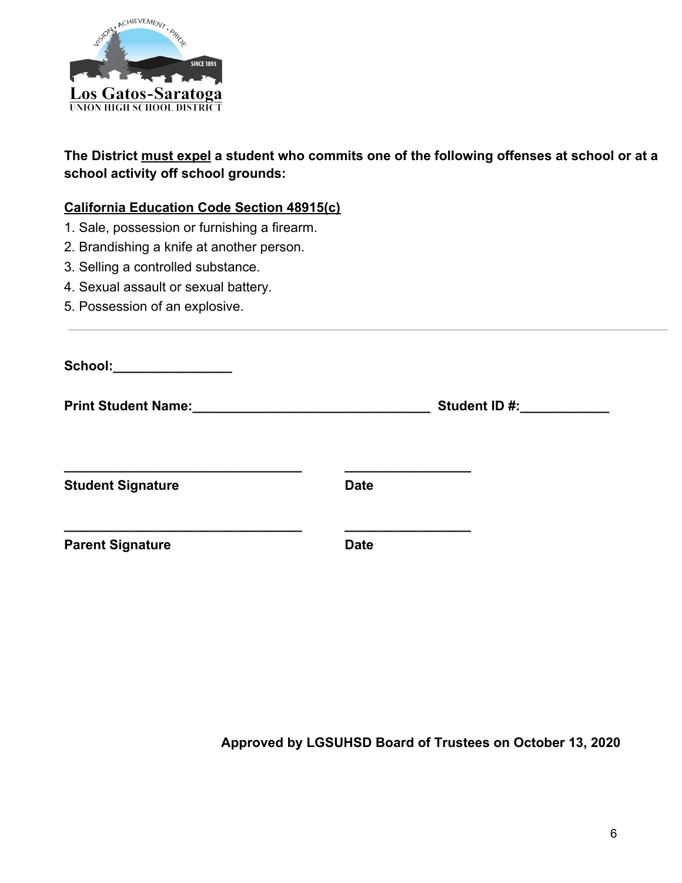Los Gatos-Saratoga
UNION HIGH SCHOOL DISTRICT

**The District must expel a student who commits one of the following offenses at school or at a school activity off school grounds:**

**California Education Code Section 48915(c)**

1. Sale, possession or furnishing a firearm.
2. Brandishing a knife at another person.
3. Selling a controlled substance.
4. Sexual assault or sexual battery.
5. Possession of an explosive.

---

**School:**________________

**Print Student Name:**________________________________ **Student ID #:**____________

________________________________ _________________

**Student Signature** **Date**

________________________________ _________________

**Parent Signature** **Date**

**Approved by LGSUHSD Board of Trustees on October 13, 2020**